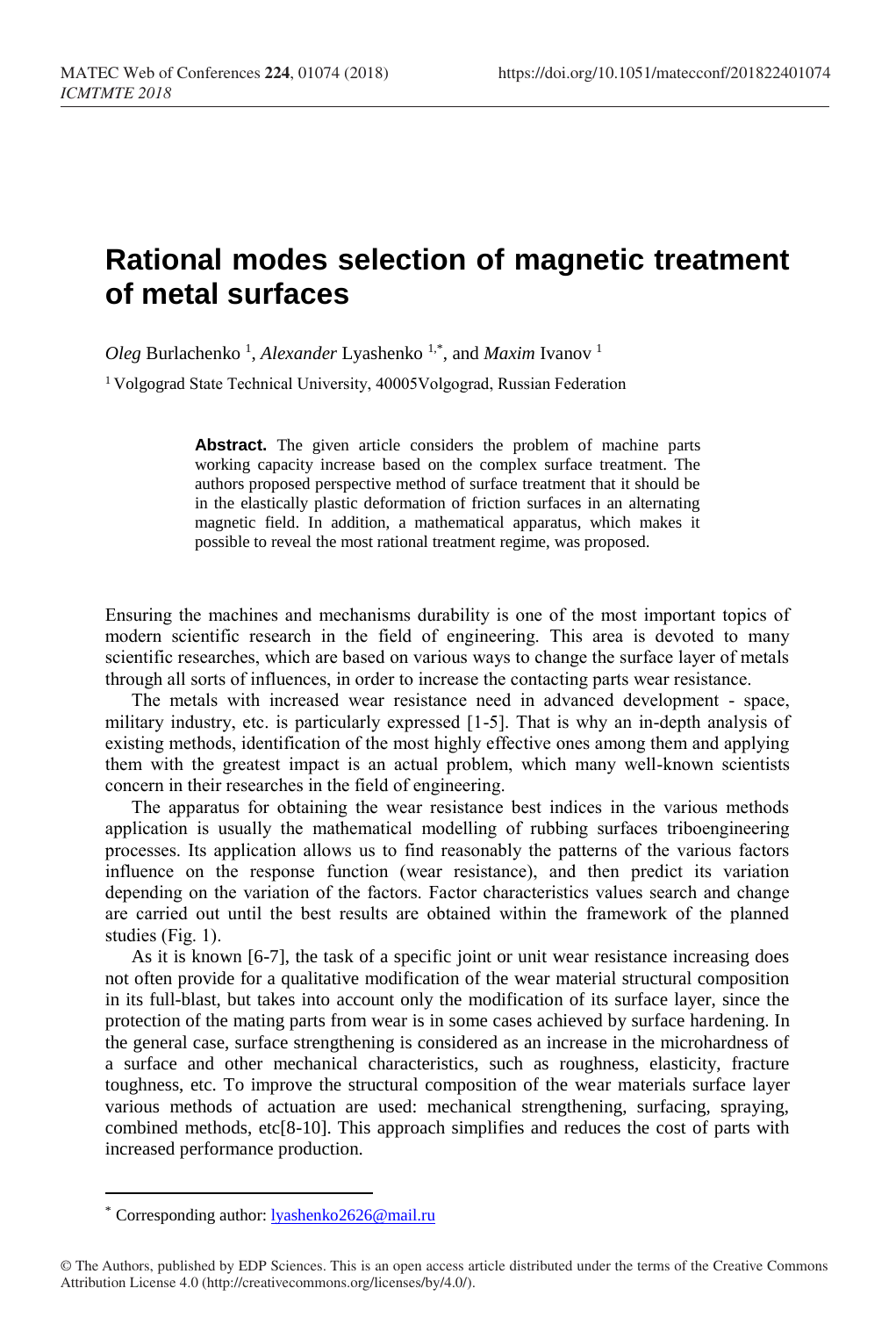# Rational modes selection of magnetic treatment of metal surfaces

*Oleg* Burlachenko [1], *Alexander* Lyashenko [1,*], and *Maxim* Ivanov [1]

[1] Volgograd State Technical University, 40005Volgograd, Russian Federation

**Abstract.** The given article considers the problem of machine parts working capacity increase based on the complex surface treatment. The authors proposed perspective method of surface treatment that it should be in the elastically plastic deformation of friction surfaces in an alternating magnetic field. In addition, a mathematical apparatus, which makes it possible to reveal the most rational treatment regime, was proposed.

Ensuring the machines and mechanisms durability is one of the most important topics of modern scientific research in the field of engineering. This area is devoted to many scientific researches, which are based on various ways to change the surface layer of metals through all sorts of influences, in order to increase the contacting parts wear resistance.

The metals with increased wear resistance need in advanced development - space, military industry, etc. is particularly expressed [1-5]. That is why an in-depth analysis of existing methods, identification of the most highly effective ones among them and applying them with the greatest impact is an actual problem, which many well-known scientists concern in their researches in the field of engineering.

The apparatus for obtaining the wear resistance best indices in the various methods application is usually the mathematical modelling of rubbing surfaces triboengineering processes. Its application allows us to find reasonably the patterns of the various factors influence on the response function (wear resistance), and then predict its variation depending on the variation of the factors. Factor characteristics values search and change are carried out until the best results are obtained within the framework of the planned studies (Fig. 1).

As it is known [6-7], the task of a specific joint or unit wear resistance increasing does not often provide for a qualitative modification of the wear material structural composition in its full-blast, but takes into account only the modification of its surface layer, since the protection of the mating parts from wear is in some cases achieved by surface hardening. In the general case, surface strengthening is considered as an increase in the microhardness of a surface and other mechanical characteristics, such as roughness, elasticity, fracture toughness, etc. To improve the structural composition of the wear materials surface layer various methods of actuation are used: mechanical strengthening, surfacing, spraying, combined methods, etc[8-10]. This approach simplifies and reduces the cost of parts with increased performance production.

---

* Corresponding author: lyashenko2626@mail.ru

© The Authors, published by EDP Sciences. This is an open access article distributed under the terms of the Creative Commons Attribution License 4.0 (http://creativecommons.org/licenses/by/4.0/).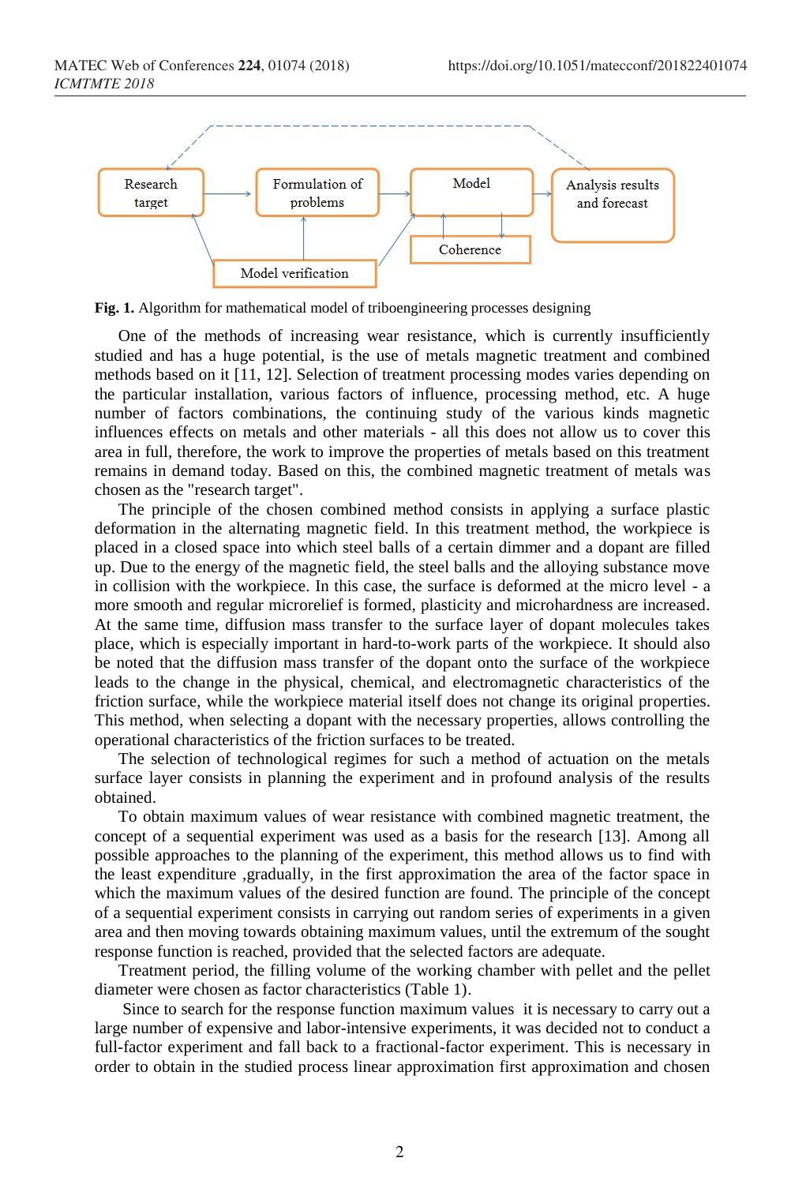Research target → Formulation of problems → Model → Analysis results and forecast

Coherence

Model verification

**Fig. 1.** Algorithm for mathematical model of triboengineering processes designing

One of the methods of increasing wear resistance, which is currently insufficiently studied and has a huge potential, is the use of metals magnetic treatment and combined methods based on it [11, 12]. Selection of treatment processing modes varies depending on the particular installation, various factors of influence, processing method, etc. A huge number of factors combinations, the continuing study of the various kinds magnetic influences effects on metals and other materials - all this does not allow us to cover this area in full, therefore, the work to improve the properties of metals based on this treatment remains in demand today. Based on this, the combined magnetic treatment of metals was chosen as the "research target".

The principle of the chosen combined method consists in applying a surface plastic deformation in the alternating magnetic field. In this treatment method, the workpiece is placed in a closed space into which steel balls of a certain dimmer and a dopant are filled up. Due to the energy of the magnetic field, the steel balls and the alloying substance move in collision with the workpiece. In this case, the surface is deformed at the micro level - a more smooth and regular microrelief is formed, plasticity and microhardness are increased. At the same time, diffusion mass transfer to the surface layer of dopant molecules takes place, which is especially important in hard-to-work parts of the workpiece. It should also be noted that the diffusion mass transfer of the dopant onto the surface of the workpiece leads to the change in the physical, chemical, and electromagnetic characteristics of the friction surface, while the workpiece material itself does not change its original properties. This method, when selecting a dopant with the necessary properties, allows controlling the operational characteristics of the friction surfaces to be treated.

The selection of technological regimes for such a method of actuation on the metals surface layer consists in planning the experiment and in profound analysis of the results obtained.

To obtain maximum values of wear resistance with combined magnetic treatment, the concept of a sequential experiment was used as a basis for the research [13]. Among all possible approaches to the planning of the experiment, this method allows us to find with the least expenditure ,gradually, in the first approximation the area of the factor space in which the maximum values of the desired function are found. The principle of the concept of a sequential experiment consists in carrying out random series of experiments in a given area and then moving towards obtaining maximum values, until the extremum of the sought response function is reached, provided that the selected factors are adequate.

Treatment period, the filling volume of the working chamber with pellet and the pellet diameter were chosen as factor characteristics (Table 1).

Since to search for the response function maximum values it is necessary to carry out a large number of expensive and labor-intensive experiments, it was decided not to conduct a full-factor experiment and fall back to a fractional-factor experiment. This is necessary in order to obtain in the studied process linear approximation first approximation and chosen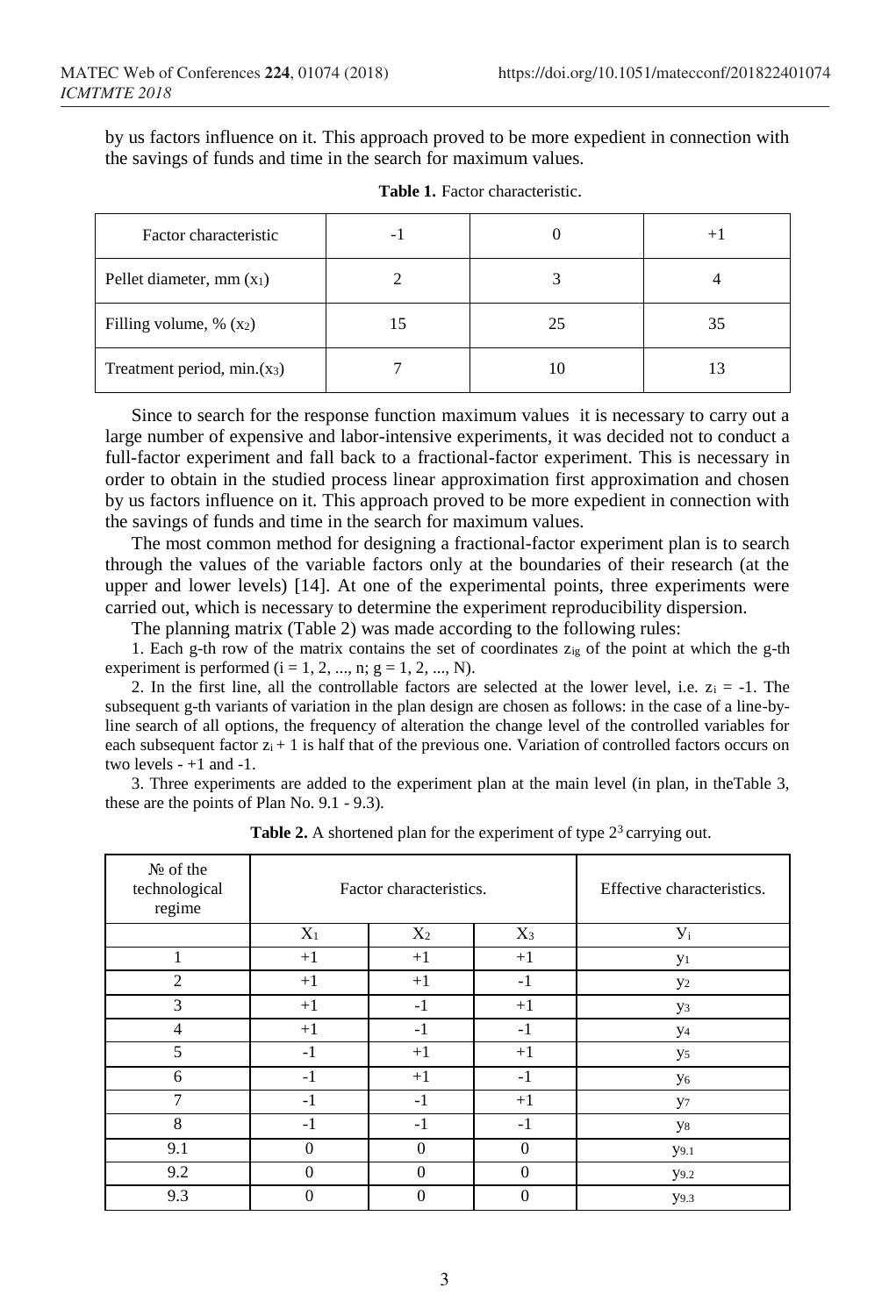by us factors influence on it. This approach proved to be more expedient in connection with the savings of funds and time in the search for maximum values.

**Table 1.** Factor characteristic.

| Factor characteristic | -1 | 0 | +1 |
|---|---|---|---|
| Pellet diameter, mm ($x_1$) | 2 | 3 | 4 |
| Filling volume, % ($x_2$) | 15 | 25 | 35 |
| Treatment period, min.($x_3$) | 7 | 10 | 13 |

Since to search for the response function maximum values it is necessary to carry out a large number of expensive and labor-intensive experiments, it was decided not to conduct a full-factor experiment and fall back to a fractional-factor experiment. This is necessary in order to obtain in the studied process linear approximation first approximation and chosen by us factors influence on it. This approach proved to be more expedient in connection with the savings of funds and time in the search for maximum values.

The most common method for designing a fractional-factor experiment plan is to search through the values of the variable factors only at the boundaries of their research (at the upper and lower levels) [14]. At one of the experimental points, three experiments were carried out, which is necessary to determine the experiment reproducibility dispersion.

The planning matrix (Table 2) was made according to the following rules:

1. Each g-th row of the matrix contains the set of coordinates $z_{ig}$ of the point at which the g-th experiment is performed ($i = 1, 2, ..., n$; $g = 1, 2, ..., N$).

2. In the first line, all the controllable factors are selected at the lower level, i.e. $z_i = -1$. The subsequent g-th variants of variation in the plan design are chosen as follows: in the case of a line-by-line search of all options, the frequency of alteration the change level of the controlled variables for each subsequent factor $z_i + 1$ is half that of the previous one. Variation of controlled factors occurs on two levels - +1 and -1.

3. Three experiments are added to the experiment plan at the main level (in plan, in theTable 3, these are the points of Plan No. 9.1 - 9.3).

**Table 2.** A shortened plan for the experiment of type $2^3$ carrying out.

| № of the technological regime | Factor characteristics. | | | Effective characteristics. |
|---|---|---|---|---|
| | $X_1$ | $X_2$ | $X_3$ | $Y_i$ |
| 1 | +1 | +1 | +1 | $y_1$ |
| 2 | +1 | +1 | -1 | $y_2$ |
| 3 | +1 | -1 | +1 | $y_3$ |
| 4 | +1 | -1 | -1 | $y_4$ |
| 5 | -1 | +1 | +1 | $y_5$ |
| 6 | -1 | +1 | -1 | $y_6$ |
| 7 | -1 | -1 | +1 | $y_7$ |
| 8 | -1 | -1 | -1 | $y_8$ |
| 9.1 | 0 | 0 | 0 | $y_{9.1}$ |
| 9.2 | 0 | 0 | 0 | $y_{9.2}$ |
| 9.3 | 0 | 0 | 0 | $y_{9.3}$ |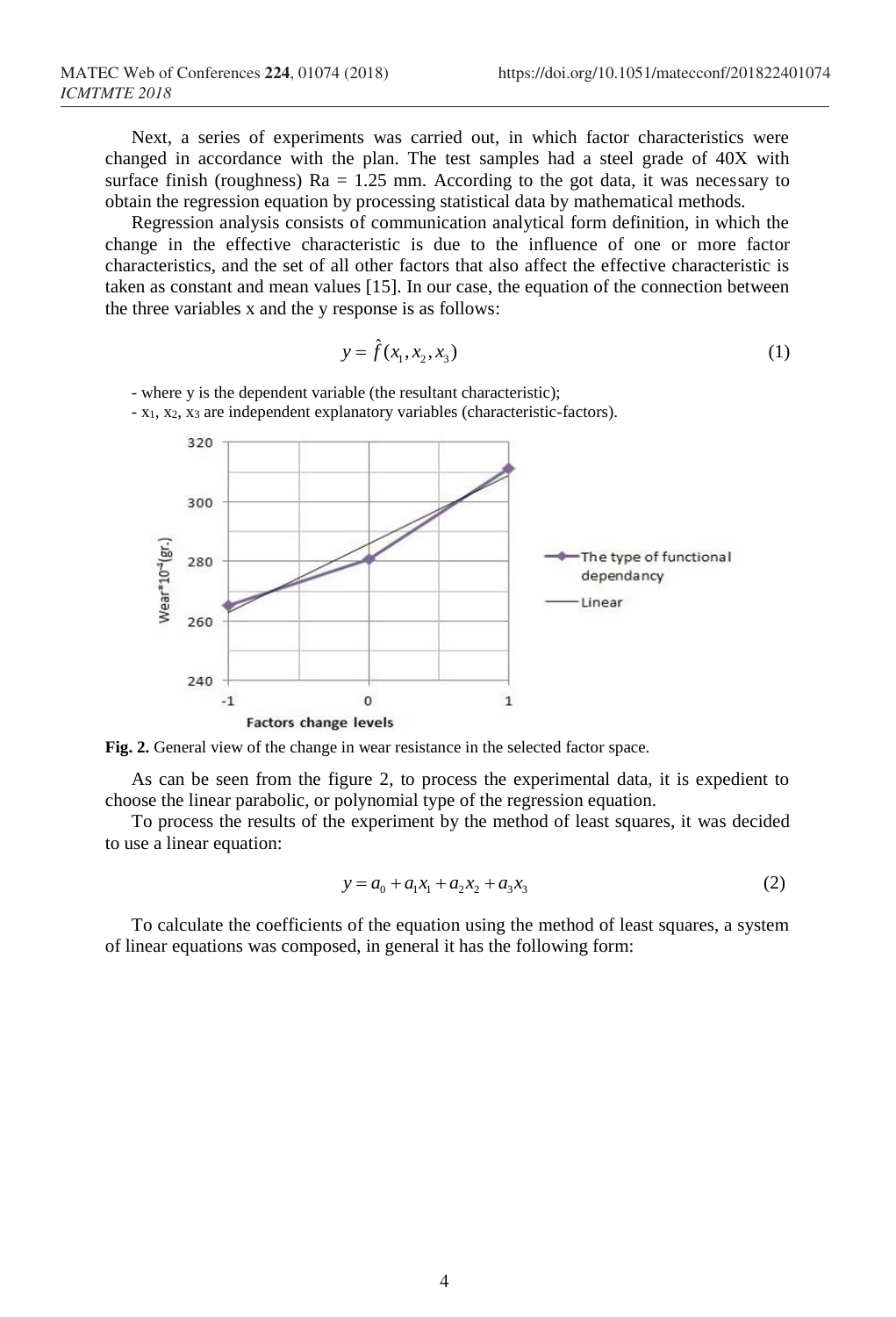Next, a series of experiments was carried out, in which factor characteristics were changed in accordance with the plan. The test samples had a steel grade of 40X with surface finish (roughness) Ra = 1.25 mm. According to the got data, it was necessary to obtain the regression equation by processing statistical data by mathematical methods.

Regression analysis consists of communication analytical form definition, in which the change in the effective characteristic is due to the influence of one or more factor characteristics, and the set of all other factors that also affect the effective characteristic is taken as constant and mean values [15]. In our case, the equation of the connection between the three variables x and the y response is as follows:

$$y = \hat{f}(x_1, x_2, x_3) \tag{1}$$

- where y is the dependent variable (the resultant characteristic);
- $x_1$, $x_2$, $x_3$ are independent explanatory variables (characteristic-factors).

**Fig. 2.** General view of the change in wear resistance in the selected factor space.

As can be seen from the figure 2, to process the experimental data, it is expedient to choose the linear parabolic, or polynomial type of the regression equation.

To process the results of the experiment by the method of least squares, it was decided to use a linear equation:

$$y = a_0 + a_1 x_1 + a_2 x_2 + a_3 x_3 \tag{2}$$

To calculate the coefficients of the equation using the method of least squares, a system of linear equations was composed, in general it has the following form: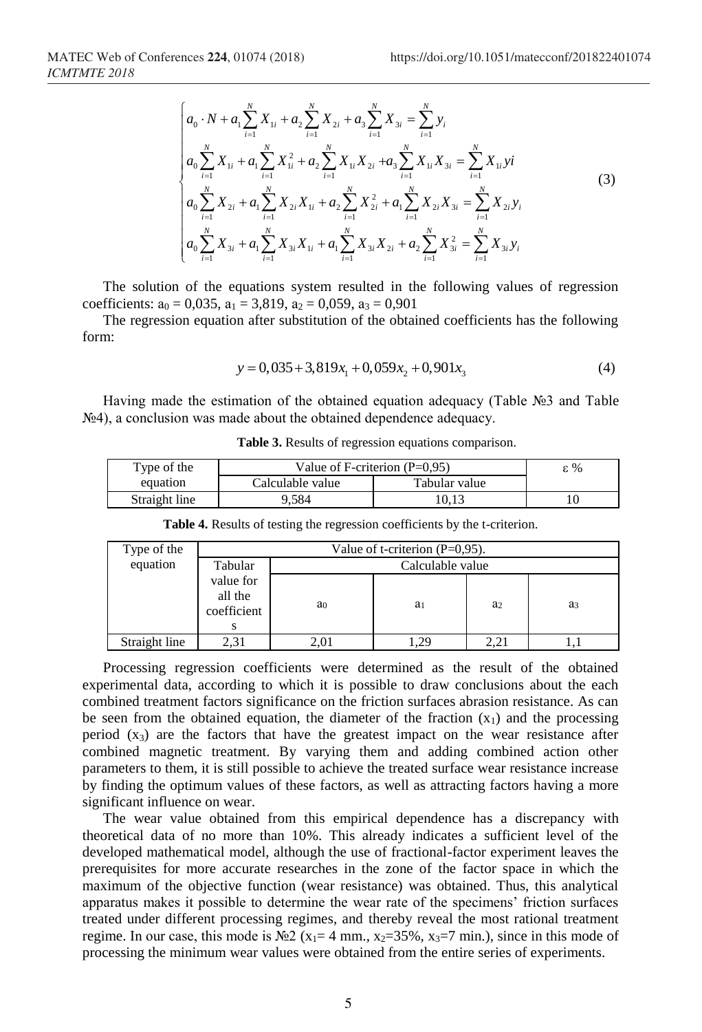$$
\begin{cases}
a_0 \cdot N + a_1 \sum_{i=1}^{N} X_{1i} + a_2 \sum_{i=1}^{N} X_{2i} + a_3 \sum_{i=1}^{N} X_{3i} = \sum_{i=1}^{N} y_i \\
a_0 \sum_{i=1}^{N} X_{1i} + a_1 \sum_{i=1}^{N} X_{1i}^2 + a_2 \sum_{i=1}^{N} X_{1i} X_{2i} + a_3 \sum_{i=1}^{N} X_{1i} X_{3i} = \sum_{i=1}^{N} X_{1i} yi \\
a_0 \sum_{i=1}^{N} X_{2i} + a_1 \sum_{i=1}^{N} X_{2i} X_{1i} + a_2 \sum_{i=1}^{N} X_{2i}^2 + a_1 \sum_{i=1}^{N} X_{2i} X_{3i} = \sum_{i=1}^{N} X_{2i} y_i \\
a_0 \sum_{i=1}^{N} X_{3i} + a_1 \sum_{i=1}^{N} X_{3i} X_{1i} + a_1 \sum_{i=1}^{N} X_{3i} X_{2i} + a_2 \sum_{i=1}^{N} X_{3i}^2 = \sum_{i=1}^{N} X_{3i} y_i
\end{cases}
\quad (3)
$$

The solution of the equations system resulted in the following values of regression coefficients: $a_0 = 0{,}035$, $a_1 = 3{,}819$, $a_2 = 0{,}059$, $a_3 = 0{,}901$

The regression equation after substitution of the obtained coefficients has the following form:

$$
y = 0{,}035 + 3{,}819x_1 + 0{,}059x_2 + 0{,}901x_3 \quad (4)
$$

Having made the estimation of the obtained equation adequacy (Table №3 and Table №4), a conclusion was made about the obtained dependence adequacy.

**Table 3.** Results of regression equations comparison.

| Type of the equation | Value of F-criterion (P=0,95) | | ε % |
|---|---|---|---|
| | Calculable value | Tabular value | |
| Straight line | 9,584 | 10,13 | 10 |

**Table 4.** Results of testing the regression coefficients by the t-criterion.

| Type of the equation | Value of t-criterion (P=0,95). | | | | |
|---|---|---|---|---|---|
| | Tabular value for all the coefficients | Calculable value | | | |
| | | $a_0$ | $a_1$ | $a_2$ | $a_3$ |
| Straight line | 2,31 | 2,01 | 1,29 | 2,21 | 1,1 |

Processing regression coefficients were determined as the result of the obtained experimental data, according to which it is possible to draw conclusions about the each combined treatment factors significance on the friction surfaces abrasion resistance. As can be seen from the obtained equation, the diameter of the fraction ($x_1$) and the processing period ($x_3$) are the factors that have the greatest impact on the wear resistance after combined magnetic treatment. By varying them and adding combined action other parameters to them, it is still possible to achieve the treated surface wear resistance increase by finding the optimum values of these factors, as well as attracting factors having a more significant influence on wear.

The wear value obtained from this empirical dependence has a discrepancy with theoretical data of no more than 10%. This already indicates a sufficient level of the developed mathematical model, although the use of fractional-factor experiment leaves the prerequisites for more accurate researches in the zone of the factor space in which the maximum of the objective function (wear resistance) was obtained. Thus, this analytical apparatus makes it possible to determine the wear rate of the specimens' friction surfaces treated under different processing regimes, and thereby reveal the most rational treatment regime. In our case, this mode is №2 ($x_1$= 4 mm., $x_2$=35%, $x_3$=7 min.), since in this mode of processing the minimum wear values were obtained from the entire series of experiments.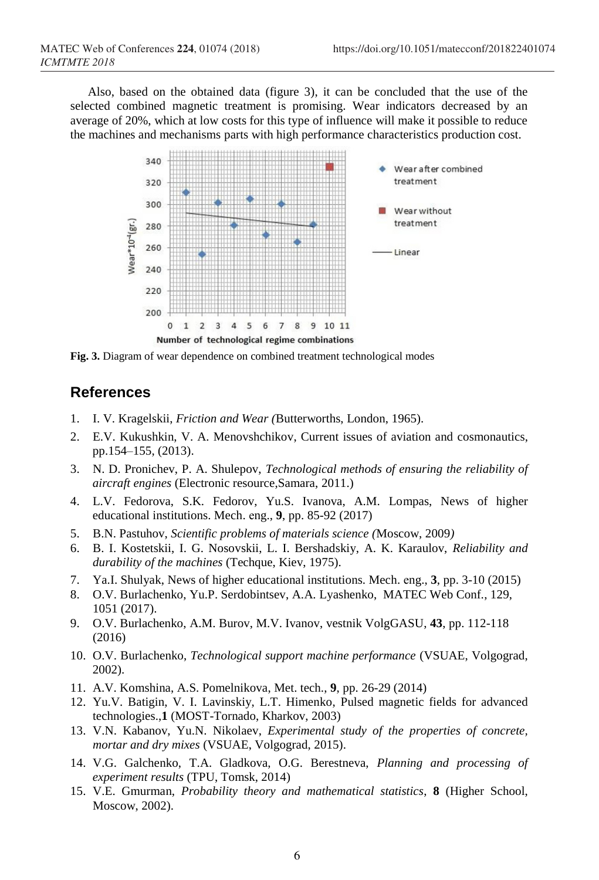Also, based on the obtained data (figure 3), it can be concluded that the use of the selected combined magnetic treatment is promising. Wear indicators decreased by an average of 20%, which at low costs for this type of influence will make it possible to reduce the machines and mechanisms parts with high performance characteristics production cost.

Wear*10⁻⁴(gr.)

340
320
300
280
260
240
220
200

0 1 2 3 4 5 6 7 8 9 10 11

Number of technological regime combinations

Wear after combined treatment

Wear without treatment

Linear

**Fig. 3.** Diagram of wear dependence on combined treatment technological modes

## References

1. I. V. Kragelskii, *Friction and Wear (*Butterworths, London, 1965).
2. E.V. Kukushkin, V. A. Menovshchikov, Current issues of aviation and cosmonautics, pp.154–155, (2013).
3. N. D. Pronichev, P. A. Shulepov, *Technological methods of ensuring the reliability of aircraft engines* (Electronic resource,Samara, 2011.)
4. L.V. Fedorova, S.K. Fedorov, Yu.S. Ivanova, A.M. Lompas, News of higher educational institutions. Mech. eng., **9**, pp. 85-92 (2017)
5. B.N. Pastuhov, *Scientific problems of materials science (*Moscow, 2009*)*
6. B. I. Kostetskii, I. G. Nosovskii, L. I. Bershadskiy, A. K. Karaulov, *Reliability and durability of the machines* (Techque, Kiev, 1975).
7. Ya.I. Shulyak, News of higher educational institutions. Mech. eng., **3**, pp. 3-10 (2015)
8. O.V. Burlachenko, Yu.P. Serdobintsev, A.A. Lyashenko, MATEC Web Conf., 129, 1051 (2017).
9. O.V. Burlachenko, A.M. Burov, M.V. Ivanov, vestnik VolgGASU, **43**, pp. 112-118 (2016)
10. O.V. Burlachenko, *Technological support machine performance* (VSUAE, Volgograd, 2002).
11. A.V. Komshina, A.S. Pomelnikova, Met. tech., **9**, pp. 26-29 (2014)
12. Yu.V. Batigin, V. I. Lavinskiy, L.T. Himenko, Pulsed magnetic fields for advanced technologies.,**1** (MOST-Tornado, Kharkov, 2003)
13. V.N. Kabanov, Yu.N. Nikolaev, *Experimental study of the properties of concrete, mortar and dry mixes* (VSUAE, Volgograd, 2015).
14. V.G. Galchenko, T.A. Gladkova, O.G. Berestneva, *Planning and processing of experiment results* (TPU, Tomsk, 2014)
15. V.E. Gmurman, *Probability theory and mathematical statistics*, **8** (Higher School, Moscow, 2002).